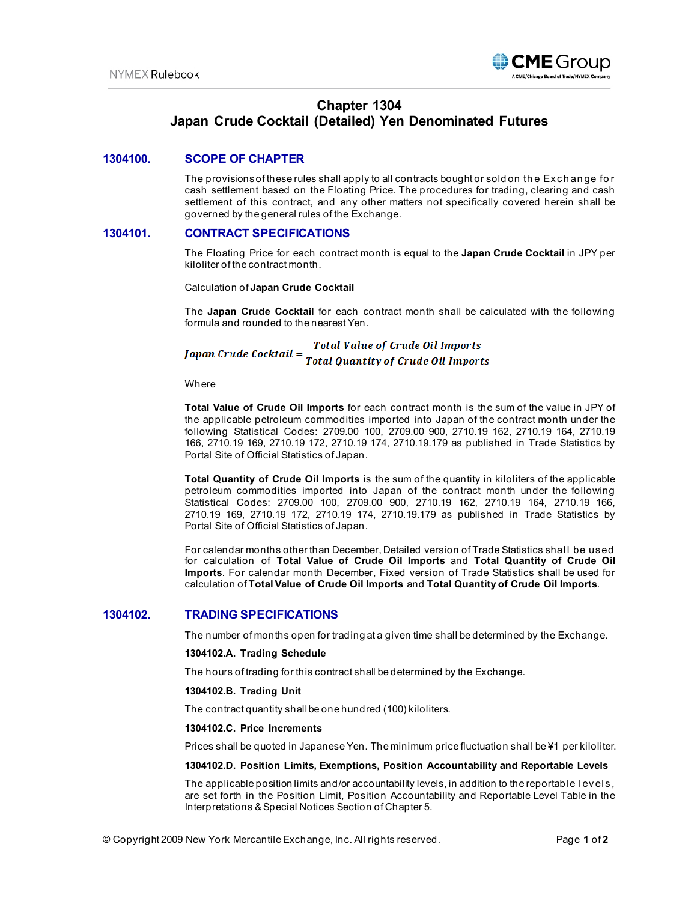# Chapter 1304
# Japan Crude Cocktail (Detailed) Yen Denominated Futures

## 1304100. SCOPE OF CHAPTER

The provisions of these rules shall apply to all contracts bought or sold on the Exchange for cash settlement based on the Floating Price. The procedures for trading, clearing and cash settlement of this contract, and any other matters not specifically covered herein shall be governed by the general rules of the Exchange.

## 1304101. CONTRACT SPECIFICATIONS

The Floating Price for each contract month is equal to the **Japan Crude Cocktail** in JPY per kiloliter of the contract month.

Calculation of **Japan Crude Cocktail**

The **Japan Crude Cocktail** for each contract month shall be calculated with the following formula and rounded to the nearest Yen.

$$Japan\ Crude\ Cocktail = \frac{Total\ Value\ of\ Crude\ Oil\ Imports}{Total\ Quantity\ of\ Crude\ Oil\ Imports}$$

Where

**Total Value of Crude Oil Imports** for each contract month is the sum of the value in JPY of the applicable petroleum commodities imported into Japan of the contract month under the following Statistical Codes: 2709.00 100, 2709.00 900, 2710.19 162, 2710.19 164, 2710.19 166, 2710.19 169, 2710.19 172, 2710.19 174, 2710.19.179 as published in Trade Statistics by Portal Site of Official Statistics of Japan.

**Total Quantity of Crude Oil Imports** is the sum of the quantity in kiloliters of the applicable petroleum commodities imported into Japan of the contract month under the following Statistical Codes: 2709.00 100, 2709.00 900, 2710.19 162, 2710.19 164, 2710.19 166, 2710.19 169, 2710.19 172, 2710.19 174, 2710.19.179 as published in Trade Statistics by Portal Site of Official Statistics of Japan.

For calendar months other than December, Detailed version of Trade Statistics shall be used for calculation of **Total Value of Crude Oil Imports** and **Total Quantity of Crude Oil Imports**. For calendar month December, Fixed version of Trade Statistics shall be used for calculation of **Total Value of Crude Oil Imports** and **Total Quantity of Crude Oil Imports**.

## 1304102. TRADING SPECIFICATIONS

The number of months open for trading at a given time shall be determined by the Exchange.

**1304102.A. Trading Schedule**

The hours of trading for this contract shall be determined by the Exchange.

**1304102.B. Trading Unit**

The contract quantity shall be one hundred (100) kiloliters.

**1304102.C. Price Increments**

Prices shall be quoted in Japanese Yen. The minimum price fluctuation shall be ¥1 per kiloliter.

**1304102.D. Position Limits, Exemptions, Position Accountability and Reportable Levels**

The applicable position limits and/or accountability levels, in addition to the reportable levels, are set forth in the Position Limit, Position Accountability and Reportable Level Table in the Interpretations & Special Notices Section of Chapter 5.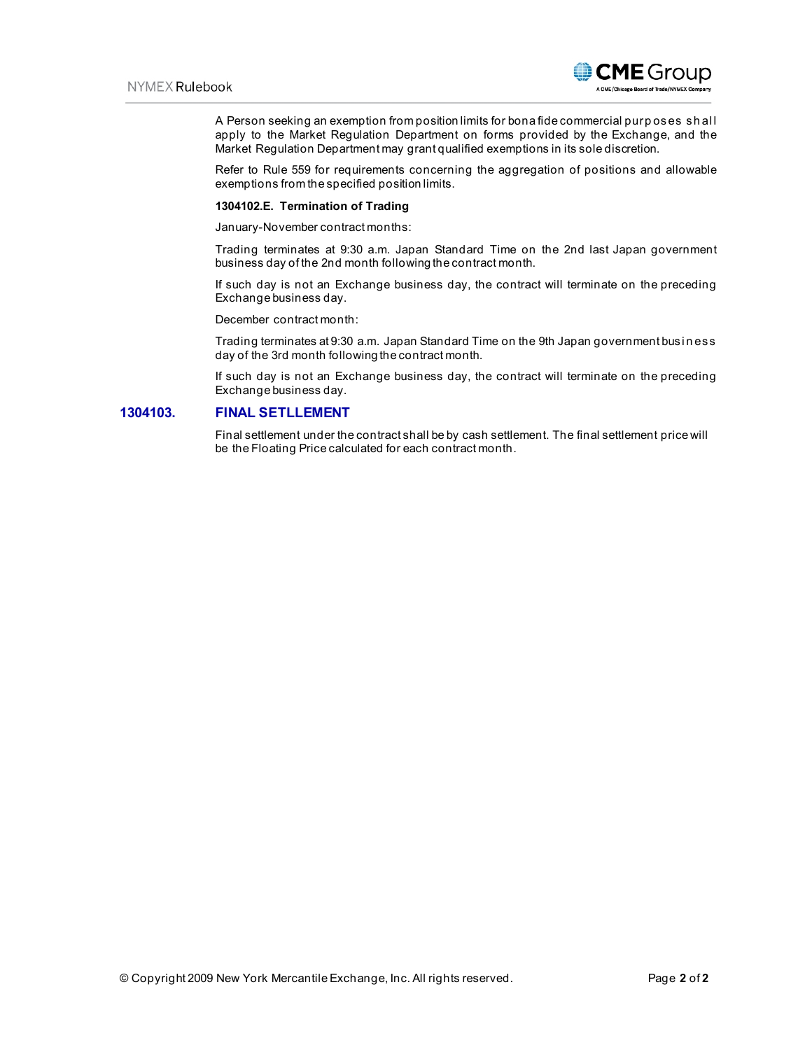A Person seeking an exemption from position limits for bona fide commercial purposes shall apply to the Market Regulation Department on forms provided by the Exchange, and the Market Regulation Department may grant qualified exemptions in its sole discretion.

Refer to Rule 559 for requirements concerning the aggregation of positions and allowable exemptions from the specified position limits.

**1304102.E. Termination of Trading**

January-November contract months:

Trading terminates at 9:30 a.m. Japan Standard Time on the 2nd last Japan government business day of the 2nd month following the contract month.

If such day is not an Exchange business day, the contract will terminate on the preceding Exchange business day.

December contract month:

Trading terminates at 9:30 a.m. Japan Standard Time on the 9th Japan government business day of the 3rd month following the contract month.

If such day is not an Exchange business day, the contract will terminate on the preceding Exchange business day.

## 1304103. FINAL SETLLEMENT

Final settlement under the contract shall be by cash settlement. The final settlement price will be the Floating Price calculated for each contract month.